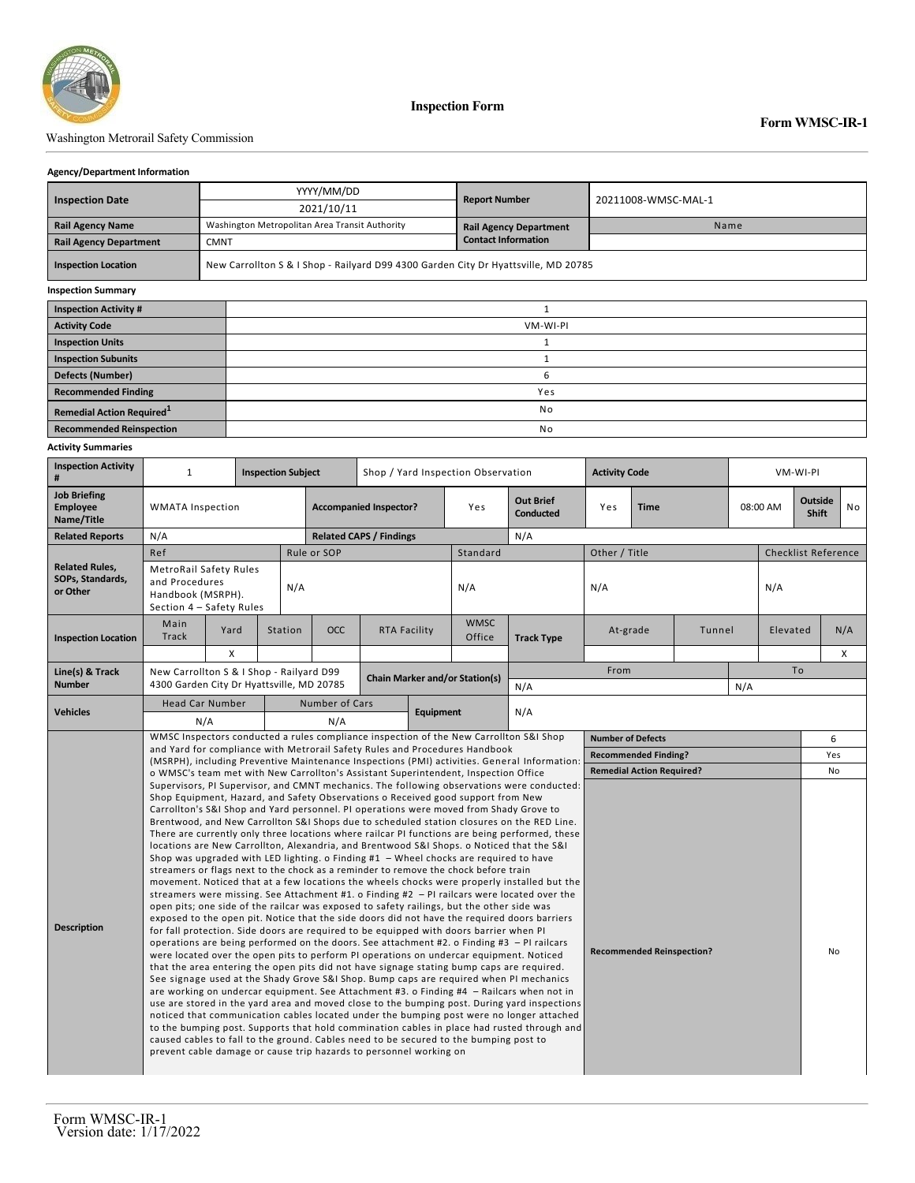Inspection Form

**Form WMSC-IR-1**

Washington Metrorail Safety Commission

**Agency/Department Information**

| | | | |
|---|---|---|---|
| **Inspection Date** | YYYY/MM/DD 2021/10/11 | **Report Number** | 20211008-WMSC-MAL-1 |
| **Rail Agency Name** | Washington Metropolitan Area Transit Authority | **Rail Agency Department Contact Information** | Name |
| **Rail Agency Department** | CMNT | | |
| **Inspection Location** | New Carrollton S & I Shop - Railyard D99 4300 Garden City Dr Hyattsville, MD 20785 | | |

**Inspection Summary**

| | |
|---|---|
| **Inspection Activity #** | 1 |
| **Activity Code** | VM-WI-PI |
| **Inspection Units** | 1 |
| **Inspection Subunits** | 1 |
| **Defects (Number)** | 6 |
| **Recommended Finding** | Yes |
| **Remedial Action Required**[1] | No |
| **Recommended Reinspection** | No |

**Activity Summaries**

| | | | | | |
|---|---|---|---|---|---|
| **Inspection Activity #** | 1 | **Inspection Subject** | Shop / Yard Inspection Observation | **Activity Code** | VM-WI-PI |
| **Job Briefing Employee Name/Title** | WMATA Inspection | **Accompanied Inspector?** | Yes | **Out Brief Conducted** | Yes; **Time** 08:00 AM; **Outside Shift** No |
| **Related Reports** | N/A | **Related CAPS / Findings** | N/A | | |

| **Related Rules, SOPs, Standards, or Other** | Ref | Rule or SOP | Standard | Other / Title | Checklist Reference |
|---|---|---|---|---|---|
| | MetroRail Safety Rules and Procedures Handbook (MSRPH). Section 4 – Safety Rules | N/A | N/A | N/A | N/A |

| **Inspection Location** | Main Track | Yard | Station | OCC | RTA Facility | WMSC Office | **Track Type** | At-grade | Tunnel | Elevated | N/A |
|---|---|---|---|---|---|---|---|---|---|---|---|
| | | X | | | | | | | | | X |

| | | | | |
|---|---|---|---|---|
| **Line(s) & Track Number** | New Carrollton S & I Shop - Railyard D99 4300 Garden City Dr Hyattsville, MD 20785 | **Chain Marker and/or Station(s)** | From: N/A | To: N/A |
| **Vehicles** | Head Car Number: N/A | Number of Cars: N/A | **Equipment** | N/A |

**Description**

WMSC Inspectors conducted a rules compliance inspection of the New Carrollton S&I Shop and Yard for compliance with Metrorail Safety Rules and Procedures Handbook (MSRPH), including Preventive Maintenance Inspections (PMI) activities. General Information: o WMSC's team met with New Carrollton's Assistant Superintendent, Inspection Office Supervisors, PI Supervisor, and CMNT mechanics. The following observations were conducted: Shop Equipment, Hazard, and Safety Observations o Received good support from New Carrollton's S&I Shop and Yard personnel. PI operations were moved from Shady Grove to Brentwood, and New Carrollton S&I Shops due to scheduled station closures on the RED Line. There are currently only three locations where railcar PI functions are being performed, these locations are New Carrollton, Alexandria, and Brentwood S&I Shops. o Noticed that the S&I Shop was upgraded with LED lighting. o Finding #1 – Wheel chocks are required to have streamers or flags next to the chock as a reminder to remove the chock before train movement. Noticed that at a few locations the wheels chocks were properly installed but the streamers were missing. See Attachment #1. o Finding #2 – PI railcars were located over the open pits; one side of the railcar was exposed to safety railings, but the other side was exposed to the open pit. Notice that the side doors did not have the required doors barriers for fall protection. Side doors are required to be equipped with doors barrier when PI operations are being performed on the doors. See attachment #2. o Finding #3 – PI railcars were located over the open pits to perform PI operations on undercar equipment. Noticed that the area entering the open pits did not have signage stating bump caps are required. See signage used at the Shady Grove S&I Shop. Bump caps are required when PI mechanics are working on undercar equipment. See Attachment #3. o Finding #4 – Railcars when not in use are stored in the yard area and moved close to the bumping post. During yard inspections noticed that communication cables located under the bumping post were no longer attached to the bumping post. Supports that hold commination cables in place had rusted through and caused cables to fall to the ground. Cables need to be secured to the bumping post to prevent cable damage or cause trip hazards to personnel working on

| | |
|---|---|
| **Number of Defects** | 6 |
| **Recommended Finding?** | Yes |
| **Remedial Action Required?** | No |
| **Recommended Reinspection?** | No |

Form WMSC-IR-1
Version date: 1/17/2022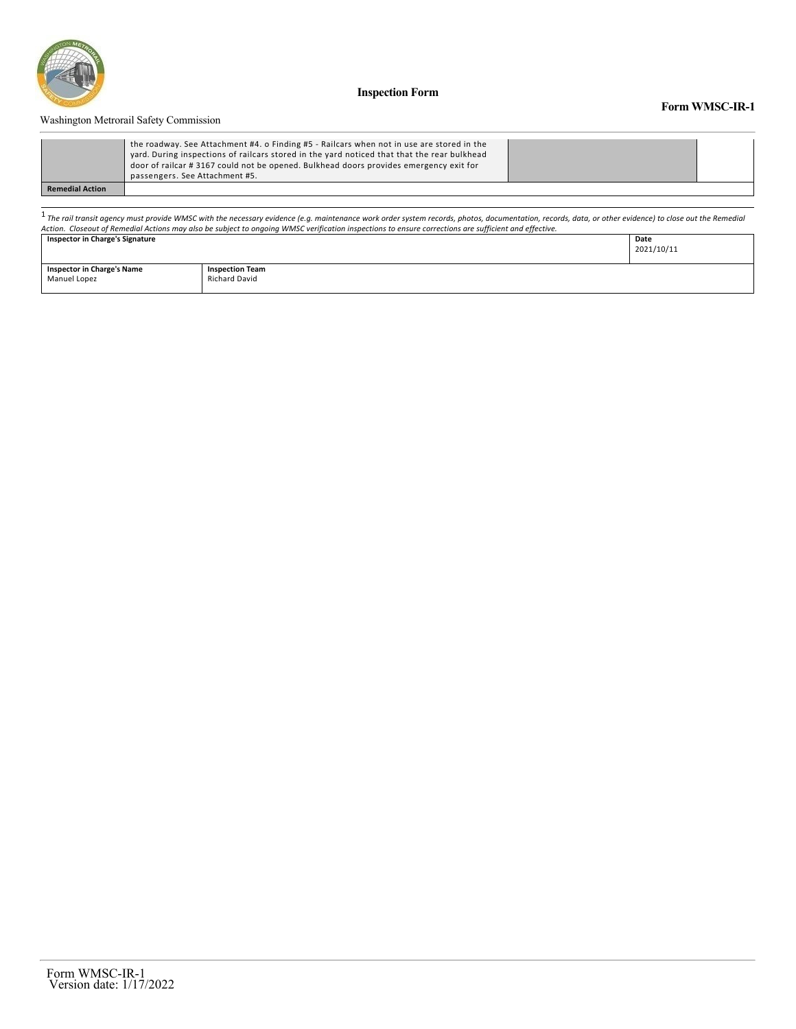| | | | |
|---|---|---|---|
| | the roadway. See Attachment #4. o Finding #5 - Railcars when not in use are stored in the yard. During inspections of railcars stored in the yard noticed that that the rear bulkhead door of railcar # 3167 could not be opened. Bulkhead doors provides emergency exit for passengers. See Attachment #5. | | |
| **Remedial Action** | | | |

[1] *The rail transit agency must provide WMSC with the necessary evidence (e.g. maintenance work order system records, photos, documentation, records, data, or other evidence) to close out the Remedial Action. Closeout of Remedial Actions may also be subject to ongoing WMSC verification inspections to ensure corrections are sufficient and effective.*

| **Inspector in Charge's Signature** | | **Date** 2021/10/11 |
|---|---|---|
| **Inspector in Charge's Name** Manuel Lopez | **Inspection Team** Richard David | |